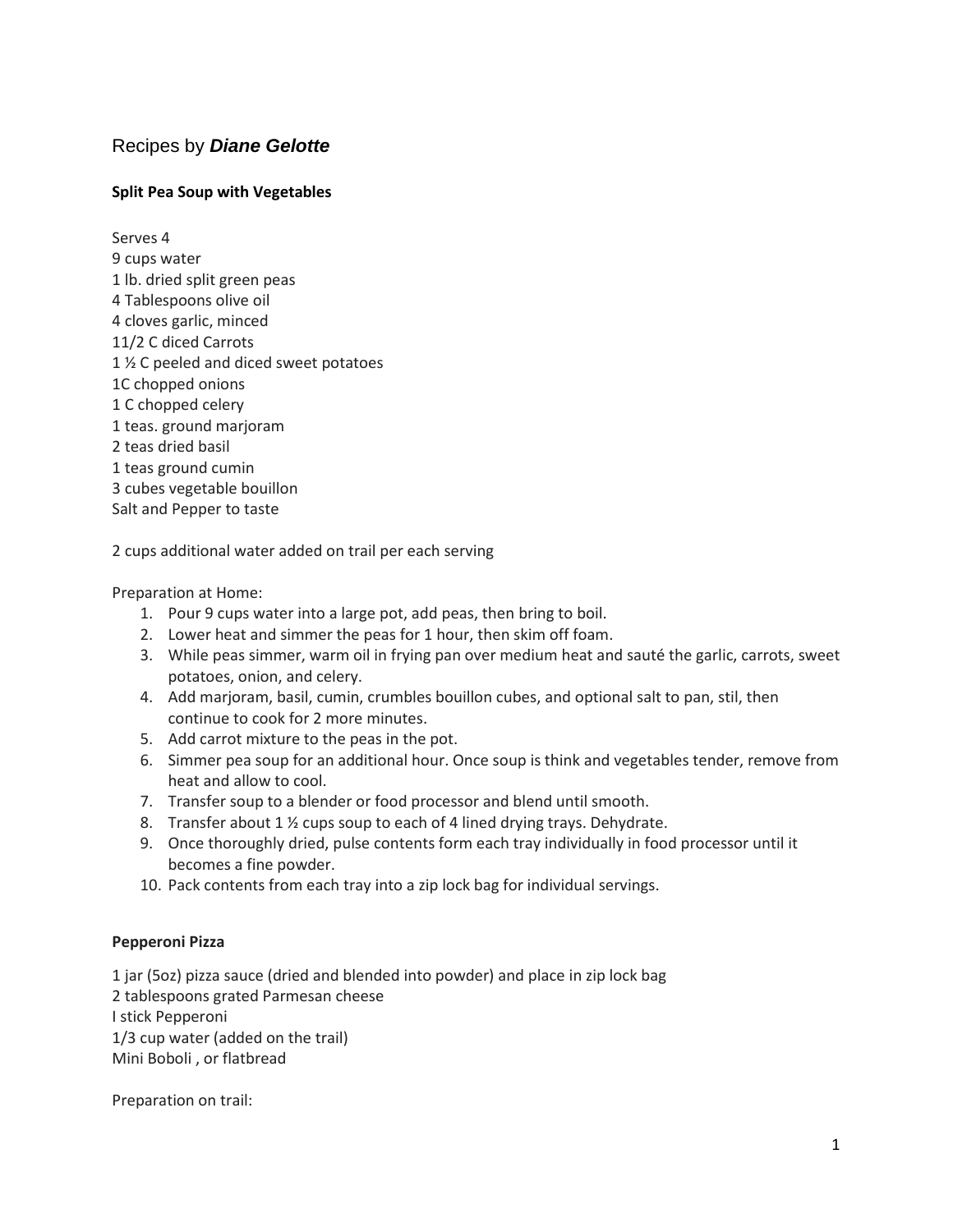# Recipes by ***Diane Gelotte***

### **Split Pea Soup with Vegetables**

Serves 4
9 cups water
1 lb. dried split green peas
4 Tablespoons olive oil
4 cloves garlic, minced
11/2 C diced Carrots
1 ½ C peeled and diced sweet potatoes
1C chopped onions
1 C chopped celery
1 teas. ground marjoram
2 teas dried basil
1 teas ground cumin
3 cubes vegetable bouillon
Salt and Pepper to taste

2 cups additional water added on trail per each serving

Preparation at Home:

1. Pour 9 cups water into a large pot, add peas, then bring to boil.
2. Lower heat and simmer the peas for 1 hour, then skim off foam.
3. While peas simmer, warm oil in frying pan over medium heat and sauté the garlic, carrots, sweet potatoes, onion, and celery.
4. Add marjoram, basil, cumin, crumbles bouillon cubes, and optional salt to pan, stil, then continue to cook for 2 more minutes.
5. Add carrot mixture to the peas in the pot.
6. Simmer pea soup for an additional hour. Once soup is think and vegetables tender, remove from heat and allow to cool.
7. Transfer soup to a blender or food processor and blend until smooth.
8. Transfer about 1 ½ cups soup to each of 4 lined drying trays. Dehydrate.
9. Once thoroughly dried, pulse contents form each tray individually in food processor until it becomes a fine powder.
10. Pack contents from each tray into a zip lock bag for individual servings.

### **Pepperoni Pizza**

1 jar (5oz) pizza sauce (dried and blended into powder) and place in zip lock bag
2 tablespoons grated Parmesan cheese
I stick Pepperoni
1/3 cup water (added on the trail)
Mini Boboli , or flatbread

Preparation on trail: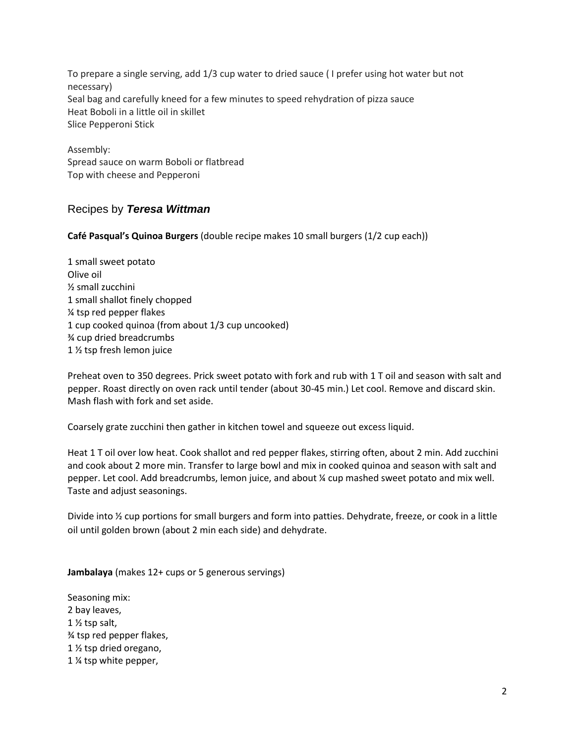To prepare a single serving, add 1/3 cup water to dried sauce ( I prefer using hot water but not necessary)
Seal bag and carefully kneed for a few minutes to speed rehydration of pizza sauce
Heat Boboli in a little oil in skillet
Slice Pepperoni Stick

Assembly:
Spread sauce on warm Boboli or flatbread
Top with cheese and Pepperoni

## Recipes by ***Teresa Wittman***

**Café Pasqual's Quinoa Burgers** (double recipe makes 10 small burgers (1/2 cup each))

1 small sweet potato
Olive oil
½ small zucchini
1 small shallot finely chopped
¼ tsp red pepper flakes
1 cup cooked quinoa (from about 1/3 cup uncooked)
¾ cup dried breadcrumbs
1 ½ tsp fresh lemon juice

Preheat oven to 350 degrees. Prick sweet potato with fork and rub with 1 T oil and season with salt and pepper. Roast directly on oven rack until tender (about 30-45 min.) Let cool. Remove and discard skin. Mash flash with fork and set aside.

Coarsely grate zucchini then gather in kitchen towel and squeeze out excess liquid.

Heat 1 T oil over low heat. Cook shallot and red pepper flakes, stirring often, about 2 min. Add zucchini and cook about 2 more min. Transfer to large bowl and mix in cooked quinoa and season with salt and pepper. Let cool. Add breadcrumbs, lemon juice, and about ¼ cup mashed sweet potato and mix well. Taste and adjust seasonings.

Divide into ½ cup portions for small burgers and form into patties. Dehydrate, freeze, or cook in a little oil until golden brown (about 2 min each side) and dehydrate.

**Jambalaya** (makes 12+ cups or 5 generous servings)

Seasoning mix:
2 bay leaves,
1 ½ tsp salt,
¾ tsp red pepper flakes,
1 ½ tsp dried oregano,
1 ¼ tsp white pepper,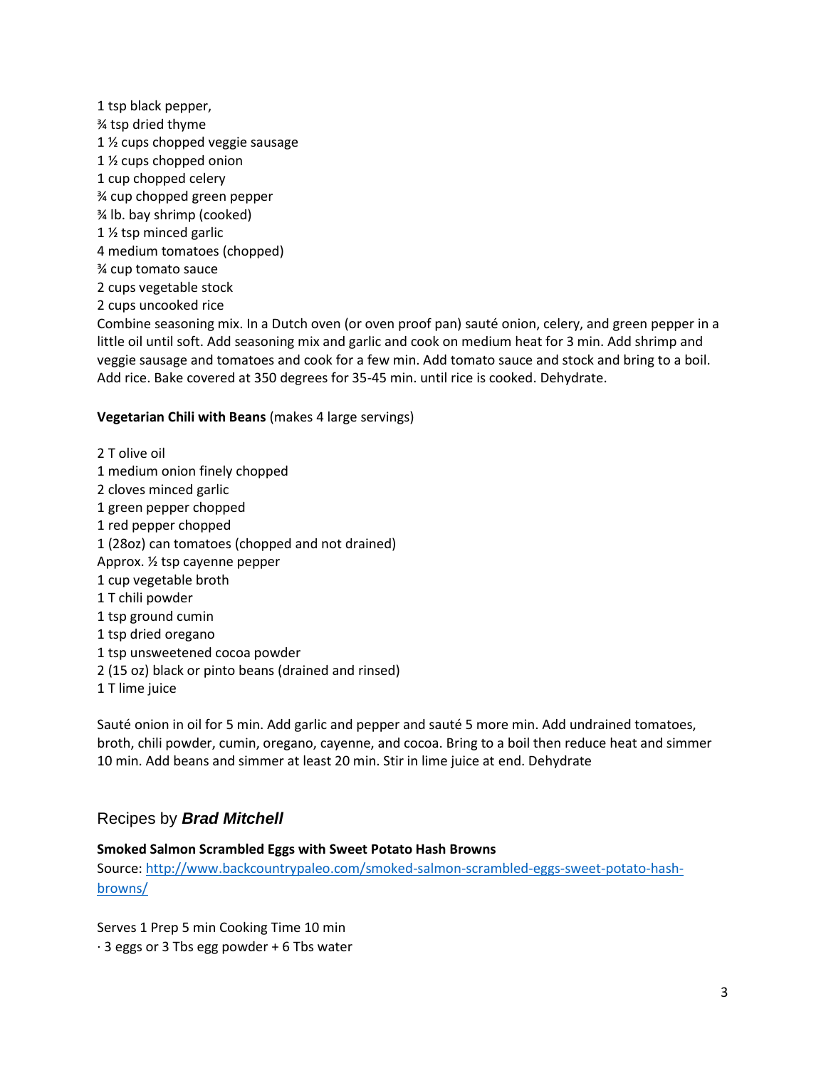1 tsp black pepper,
¾ tsp dried thyme
1 ½ cups chopped veggie sausage
1 ½ cups chopped onion
1 cup chopped celery
¾ cup chopped green pepper
¾ lb. bay shrimp (cooked)
1 ½ tsp minced garlic
4 medium tomatoes (chopped)
¾ cup tomato sauce
2 cups vegetable stock
2 cups uncooked rice
Combine seasoning mix. In a Dutch oven (or oven proof pan) sauté onion, celery, and green pepper in a little oil until soft. Add seasoning mix and garlic and cook on medium heat for 3 min. Add shrimp and veggie sausage and tomatoes and cook for a few min. Add tomato sauce and stock and bring to a boil. Add rice. Bake covered at 350 degrees for 35-45 min. until rice is cooked. Dehydrate.

**Vegetarian Chili with Beans** (makes 4 large servings)

2 T olive oil
1 medium onion finely chopped
2 cloves minced garlic
1 green pepper chopped
1 red pepper chopped
1 (28oz) can tomatoes (chopped and not drained)
Approx. ½ tsp cayenne pepper
1 cup vegetable broth
1 T chili powder
1 tsp ground cumin
1 tsp dried oregano
1 tsp unsweetened cocoa powder
2 (15 oz) black or pinto beans (drained and rinsed)
1 T lime juice

Sauté onion in oil for 5 min. Add garlic and pepper and sauté 5 more min. Add undrained tomatoes, broth, chili powder, cumin, oregano, cayenne, and cocoa. Bring to a boil then reduce heat and simmer 10 min. Add beans and simmer at least 20 min. Stir in lime juice at end. Dehydrate

## Recipes by ***Brad Mitchell***

**Smoked Salmon Scrambled Eggs with Sweet Potato Hash Browns**
Source: [http://www.backcountrypaleo.com/smoked-salmon-scrambled-eggs-sweet-potato-hash-browns/](http://www.backcountrypaleo.com/smoked-salmon-scrambled-eggs-sweet-potato-hash-browns/)

Serves 1 Prep 5 min Cooking Time 10 min
· 3 eggs or 3 Tbs egg powder + 6 Tbs water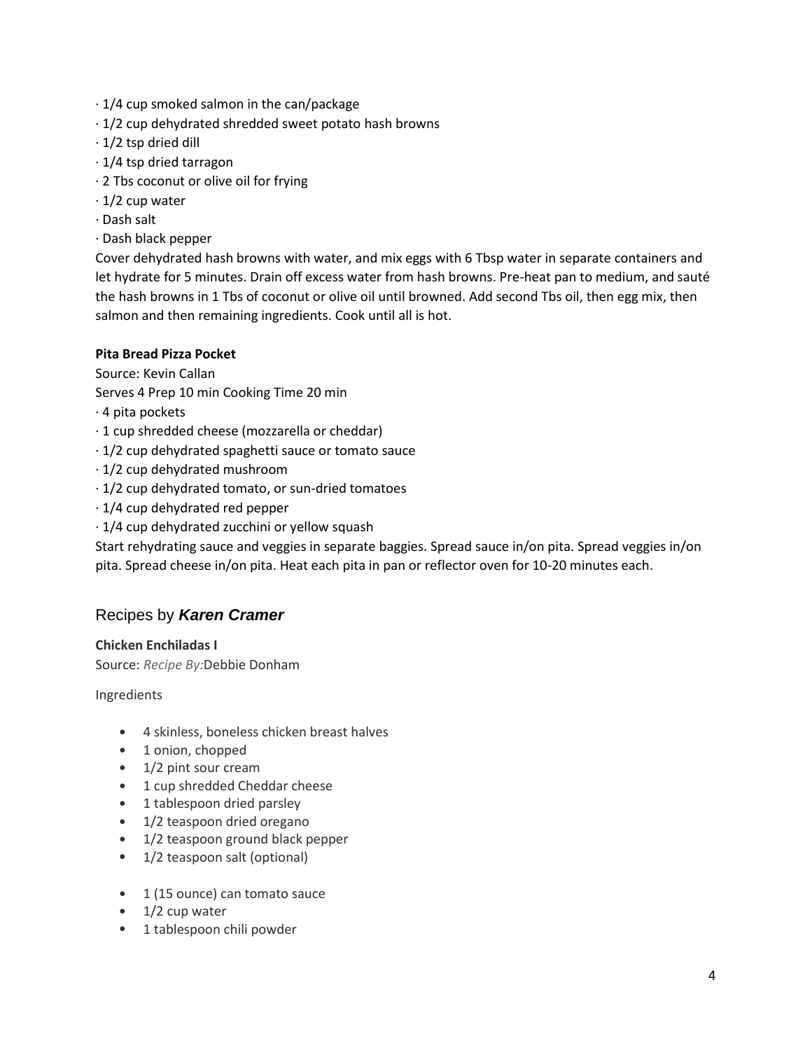· 1/4 cup smoked salmon in the can/package
· 1/2 cup dehydrated shredded sweet potato hash browns
· 1/2 tsp dried dill
· 1/4 tsp dried tarragon
· 2 Tbs coconut or olive oil for frying
· 1/2 cup water
· Dash salt
· Dash black pepper

Cover dehydrated hash browns with water, and mix eggs with 6 Tbsp water in separate containers and let hydrate for 5 minutes. Drain off excess water from hash browns. Pre-heat pan to medium, and sauté the hash browns in 1 Tbs of coconut or olive oil until browned. Add second Tbs oil, then egg mix, then salmon and then remaining ingredients. Cook until all is hot.

**Pita Bread Pizza Pocket**

Source: Kevin Callan

Serves 4 Prep 10 min Cooking Time 20 min

· 4 pita pockets
· 1 cup shredded cheese (mozzarella or cheddar)
· 1/2 cup dehydrated spaghetti sauce or tomato sauce
· 1/2 cup dehydrated mushroom
· 1/2 cup dehydrated tomato, or sun-dried tomatoes
· 1/4 cup dehydrated red pepper
· 1/4 cup dehydrated zucchini or yellow squash

Start rehydrating sauce and veggies in separate baggies. Spread sauce in/on pita. Spread veggies in/on pita. Spread cheese in/on pita. Heat each pita in pan or reflector oven for 10-20 minutes each.

## Recipes by ***Karen Cramer***

**Chicken Enchiladas I**

Source: *Recipe By:*Debbie Donham

Ingredients

- 4 skinless, boneless chicken breast halves
- 1 onion, chopped
- 1/2 pint sour cream
- 1 cup shredded Cheddar cheese
- 1 tablespoon dried parsley
- 1/2 teaspoon dried oregano
- 1/2 teaspoon ground black pepper
- 1/2 teaspoon salt (optional)

- 1 (15 ounce) can tomato sauce
- 1/2 cup water
- 1 tablespoon chili powder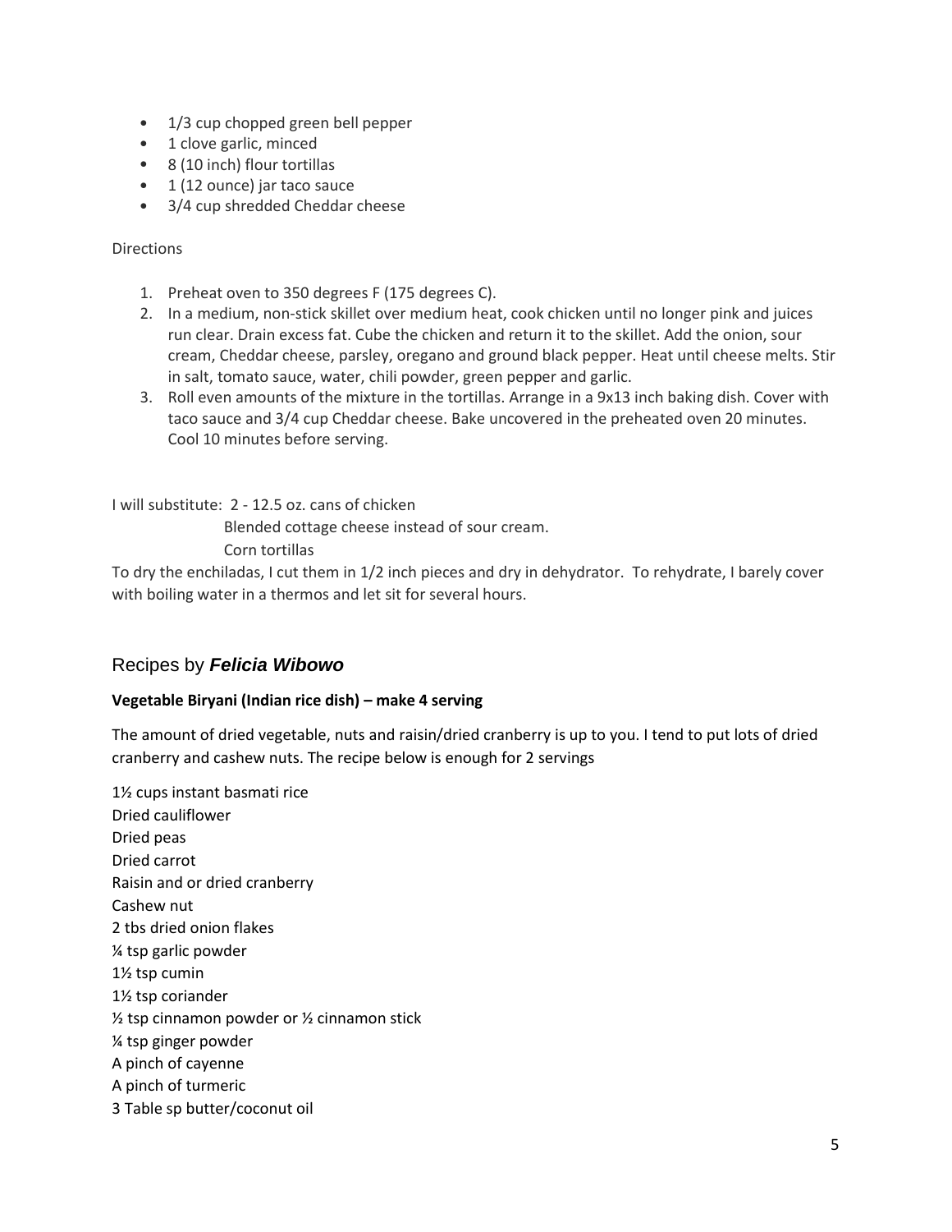- 1/3 cup chopped green bell pepper
- 1 clove garlic, minced
- 8 (10 inch) flour tortillas
- 1 (12 ounce) jar taco sauce
- 3/4 cup shredded Cheddar cheese

Directions

1. Preheat oven to 350 degrees F (175 degrees C).
2. In a medium, non-stick skillet over medium heat, cook chicken until no longer pink and juices run clear. Drain excess fat. Cube the chicken and return it to the skillet. Add the onion, sour cream, Cheddar cheese, parsley, oregano and ground black pepper. Heat until cheese melts. Stir in salt, tomato sauce, water, chili powder, green pepper and garlic.
3. Roll even amounts of the mixture in the tortillas. Arrange in a 9x13 inch baking dish. Cover with taco sauce and 3/4 cup Cheddar cheese. Bake uncovered in the preheated oven 20 minutes. Cool 10 minutes before serving.

I will substitute: 2 - 12.5 oz. cans of chicken
Blended cottage cheese instead of sour cream.
Corn tortillas

To dry the enchiladas, I cut them in 1/2 inch pieces and dry in dehydrator. To rehydrate, I barely cover with boiling water in a thermos and let sit for several hours.

## Recipes by ***Felicia Wibowo***

**Vegetable Biryani (Indian rice dish) – make 4 serving**

The amount of dried vegetable, nuts and raisin/dried cranberry is up to you. I tend to put lots of dried cranberry and cashew nuts. The recipe below is enough for 2 servings

1½ cups instant basmati rice
Dried cauliflower
Dried peas
Dried carrot
Raisin and or dried cranberry
Cashew nut
2 tbs dried onion flakes
¼ tsp garlic powder
1½ tsp cumin
1½ tsp coriander
½ tsp cinnamon powder or ½ cinnamon stick
¼ tsp ginger powder
A pinch of cayenne
A pinch of turmeric
3 Table sp butter/coconut oil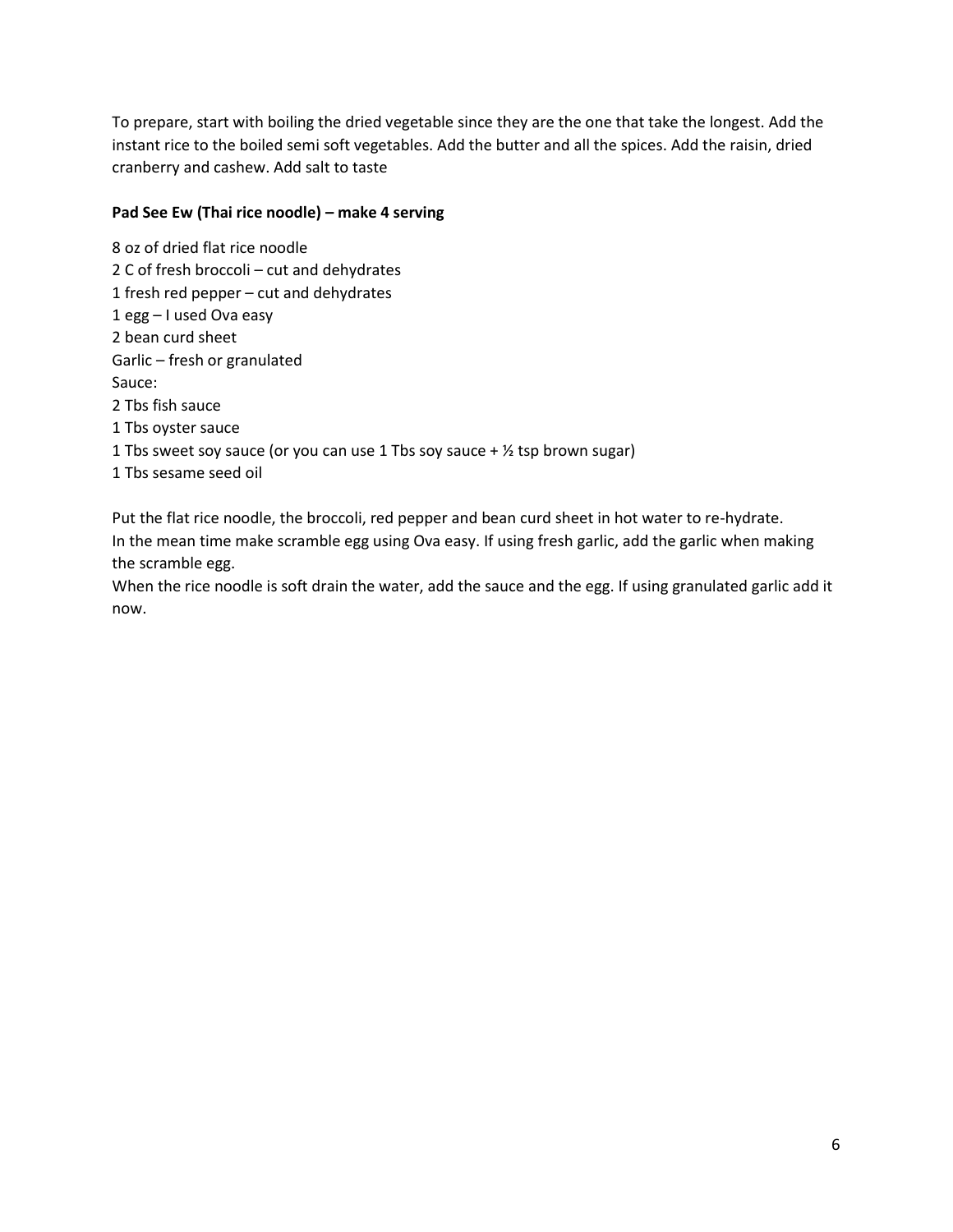To prepare, start with boiling the dried vegetable since they are the one that take the longest. Add the instant rice to the boiled semi soft vegetables. Add the butter and all the spices. Add the raisin, dried cranberry and cashew. Add salt to taste

**Pad See Ew (Thai rice noodle) – make 4 serving**

8 oz of dried flat rice noodle
2 C of fresh broccoli – cut and dehydrates
1 fresh red pepper – cut and dehydrates
1 egg – I used Ova easy
2 bean curd sheet
Garlic – fresh or granulated
Sauce:
2 Tbs fish sauce
1 Tbs oyster sauce
1 Tbs sweet soy sauce (or you can use 1 Tbs soy sauce + ½ tsp brown sugar)
1 Tbs sesame seed oil

Put the flat rice noodle, the broccoli, red pepper and bean curd sheet in hot water to re-hydrate.
In the mean time make scramble egg using Ova easy. If using fresh garlic, add the garlic when making the scramble egg.
When the rice noodle is soft drain the water, add the sauce and the egg. If using granulated garlic add it now.